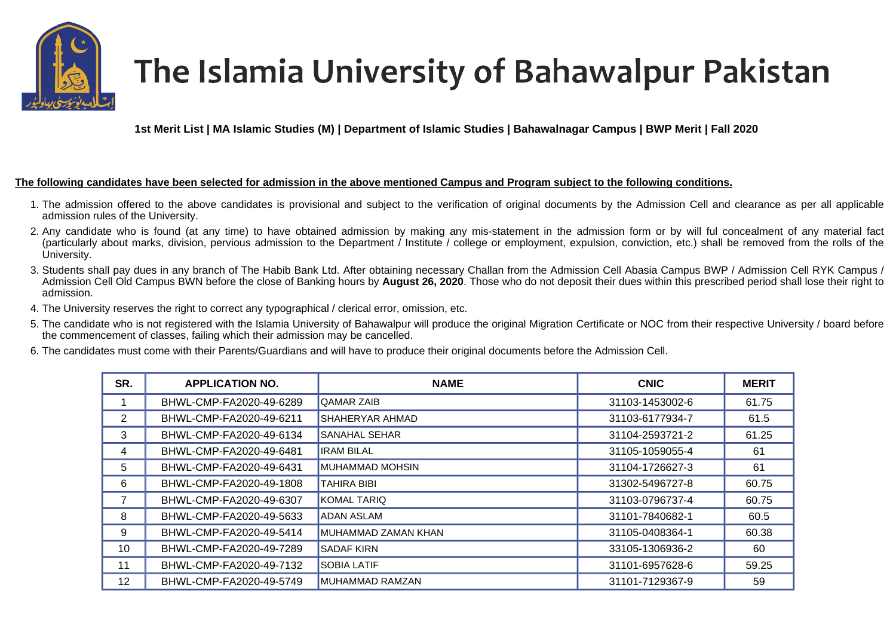# The Islamia University of Bahawalpur Pakistan

**1st Merit List | MA Islamic Studies (M) | Department of Islamic Studies | Bahawalnagar Campus | BWP Merit | Fall 2020**

**The following candidates have been selected for admission in the above mentioned Campus and Program subject to the following conditions.**

1. The admission offered to the above candidates is provisional and subject to the verification of original documents by the Admission Cell and clearance as per all applicable admission rules of the University.
2. Any candidate who is found (at any time) to have obtained admission by making any mis-statement in the admission form or by will ful concealment of any material fact (particularly about marks, division, pervious admission to the Department / Institute / college or employment, expulsion, conviction, etc.) shall be removed from the rolls of the University.
3. Students shall pay dues in any branch of The Habib Bank Ltd. After obtaining necessary Challan from the Admission Cell Abasia Campus BWP / Admission Cell RYK Campus / Admission Cell Old Campus BWN before the close of Banking hours by **August 26, 2020**. Those who do not deposit their dues within this prescribed period shall lose their right to admission.
4. The University reserves the right to correct any typographical / clerical error, omission, etc.
5. The candidate who is not registered with the Islamia University of Bahawalpur will produce the original Migration Certificate or NOC from their respective University / board before the commencement of classes, failing which their admission may be cancelled.
6. The candidates must come with their Parents/Guardians and will have to produce their original documents before the Admission Cell.

| SR. | APPLICATION NO. | NAME | CNIC | MERIT |
|---|---|---|---|---|
| 1 | BHWL-CMP-FA2020-49-6289 | QAMAR ZAIB | 31103-1453002-6 | 61.75 |
| 2 | BHWL-CMP-FA2020-49-6211 | SHAHERYAR AHMAD | 31103-6177934-7 | 61.5 |
| 3 | BHWL-CMP-FA2020-49-6134 | SANAHAL SEHAR | 31104-2593721-2 | 61.25 |
| 4 | BHWL-CMP-FA2020-49-6481 | IRAM BILAL | 31105-1059055-4 | 61 |
| 5 | BHWL-CMP-FA2020-49-6431 | MUHAMMAD MOHSIN | 31104-1726627-3 | 61 |
| 6 | BHWL-CMP-FA2020-49-1808 | TAHIRA BIBI | 31302-5496727-8 | 60.75 |
| 7 | BHWL-CMP-FA2020-49-6307 | KOMAL TARIQ | 31103-0796737-4 | 60.75 |
| 8 | BHWL-CMP-FA2020-49-5633 | ADAN ASLAM | 31101-7840682-1 | 60.5 |
| 9 | BHWL-CMP-FA2020-49-5414 | MUHAMMAD ZAMAN KHAN | 31105-0408364-1 | 60.38 |
| 10 | BHWL-CMP-FA2020-49-7289 | SADAF KIRN | 33105-1306936-2 | 60 |
| 11 | BHWL-CMP-FA2020-49-7132 | SOBIA LATIF | 31101-6957628-6 | 59.25 |
| 12 | BHWL-CMP-FA2020-49-5749 | MUHAMMAD RAMZAN | 31101-7129367-9 | 59 |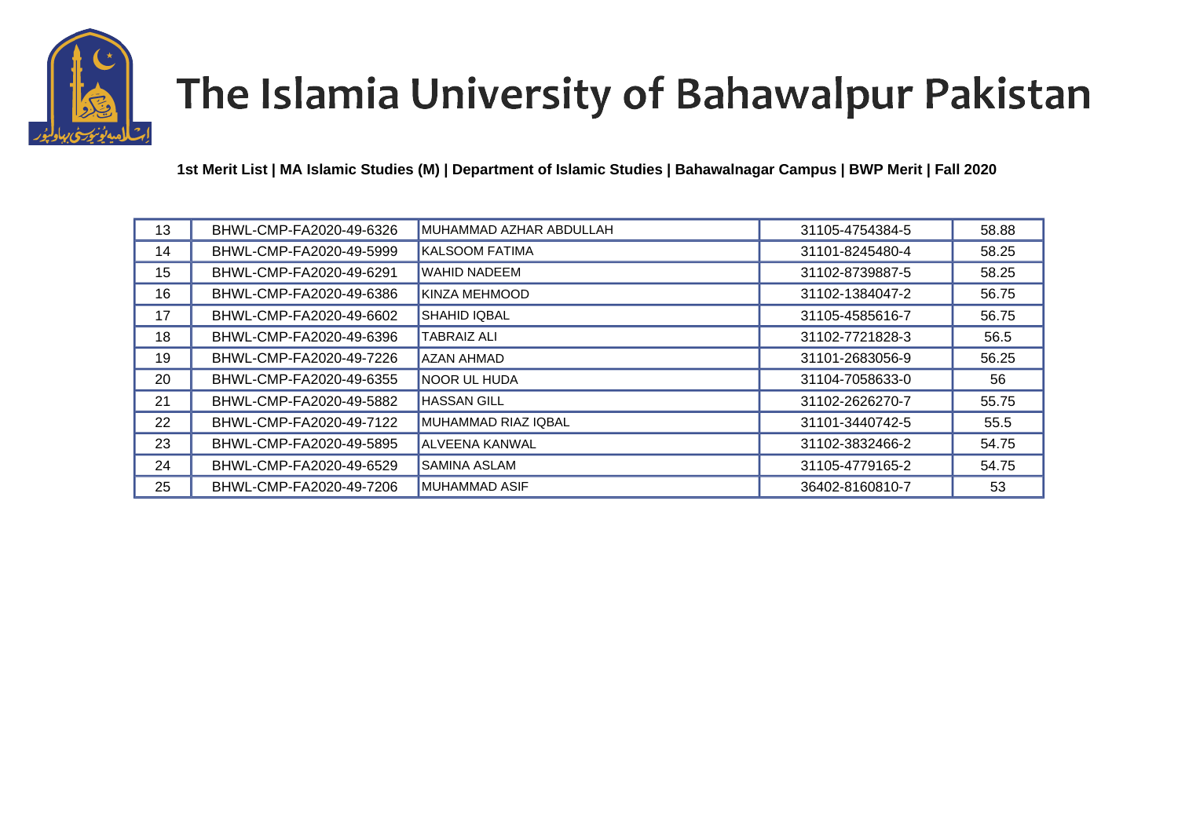# The Islamia University of Bahawalpur Pakistan

**1st Merit List | MA Islamic Studies (M) | Department of Islamic Studies | Bahawalnagar Campus | BWP Merit | Fall 2020**

| | | | | |
|---|---|---|---|---|
| 13 | BHWL-CMP-FA2020-49-6326 | MUHAMMAD AZHAR ABDULLAH | 31105-4754384-5 | 58.88 |
| 14 | BHWL-CMP-FA2020-49-5999 | KALSOOM FATIMA | 31101-8245480-4 | 58.25 |
| 15 | BHWL-CMP-FA2020-49-6291 | WAHID NADEEM | 31102-8739887-5 | 58.25 |
| 16 | BHWL-CMP-FA2020-49-6386 | KINZA MEHMOOD | 31102-1384047-2 | 56.75 |
| 17 | BHWL-CMP-FA2020-49-6602 | SHAHID IQBAL | 31105-4585616-7 | 56.75 |
| 18 | BHWL-CMP-FA2020-49-6396 | TABRAIZ ALI | 31102-7721828-3 | 56.5 |
| 19 | BHWL-CMP-FA2020-49-7226 | AZAN AHMAD | 31101-2683056-9 | 56.25 |
| 20 | BHWL-CMP-FA2020-49-6355 | NOOR UL HUDA | 31104-7058633-0 | 56 |
| 21 | BHWL-CMP-FA2020-49-5882 | HASSAN GILL | 31102-2626270-7 | 55.75 |
| 22 | BHWL-CMP-FA2020-49-7122 | MUHAMMAD RIAZ IQBAL | 31101-3440742-5 | 55.5 |
| 23 | BHWL-CMP-FA2020-49-5895 | ALVEENA KANWAL | 31102-3832466-2 | 54.75 |
| 24 | BHWL-CMP-FA2020-49-6529 | SAMINA ASLAM | 31105-4779165-2 | 54.75 |
| 25 | BHWL-CMP-FA2020-49-7206 | MUHAMMAD ASIF | 36402-8160810-7 | 53 |